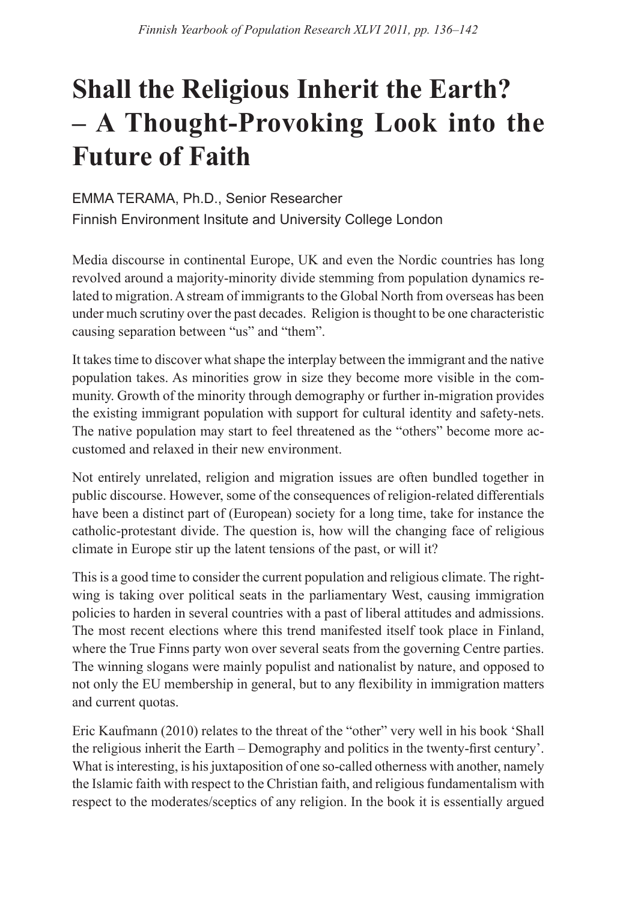# Shall the Religious Inherit the Earth? – A Thought-Provoking Look into the Future of Faith

EMMA TERAMA, Ph.D., Senior Researcher
Finnish Environment Insitute and University College London

Media discourse in continental Europe, UK and even the Nordic countries has long revolved around a majority-minority divide stemming from population dynamics related to migration. A stream of immigrants to the Global North from overseas has been under much scrutiny over the past decades. Religion is thought to be one characteristic causing separation between "us" and "them".

It takes time to discover what shape the interplay between the immigrant and the native population takes. As minorities grow in size they become more visible in the community. Growth of the minority through demography or further in-migration provides the existing immigrant population with support for cultural identity and safety-nets. The native population may start to feel threatened as the "others" become more accustomed and relaxed in their new environment.

Not entirely unrelated, religion and migration issues are often bundled together in public discourse. However, some of the consequences of religion-related differentials have been a distinct part of (European) society for a long time, take for instance the catholic-protestant divide. The question is, how will the changing face of religious climate in Europe stir up the latent tensions of the past, or will it?

This is a good time to consider the current population and religious climate. The right-wing is taking over political seats in the parliamentary West, causing immigration policies to harden in several countries with a past of liberal attitudes and admissions. The most recent elections where this trend manifested itself took place in Finland, where the True Finns party won over several seats from the governing Centre parties. The winning slogans were mainly populist and nationalist by nature, and opposed to not only the EU membership in general, but to any flexibility in immigration matters and current quotas.

Eric Kaufmann (2010) relates to the threat of the "other" very well in his book 'Shall the religious inherit the Earth – Demography and politics in the twenty-first century'. What is interesting, is his juxtaposition of one so-called otherness with another, namely the Islamic faith with respect to the Christian faith, and religious fundamentalism with respect to the moderates/sceptics of any religion. In the book it is essentially argued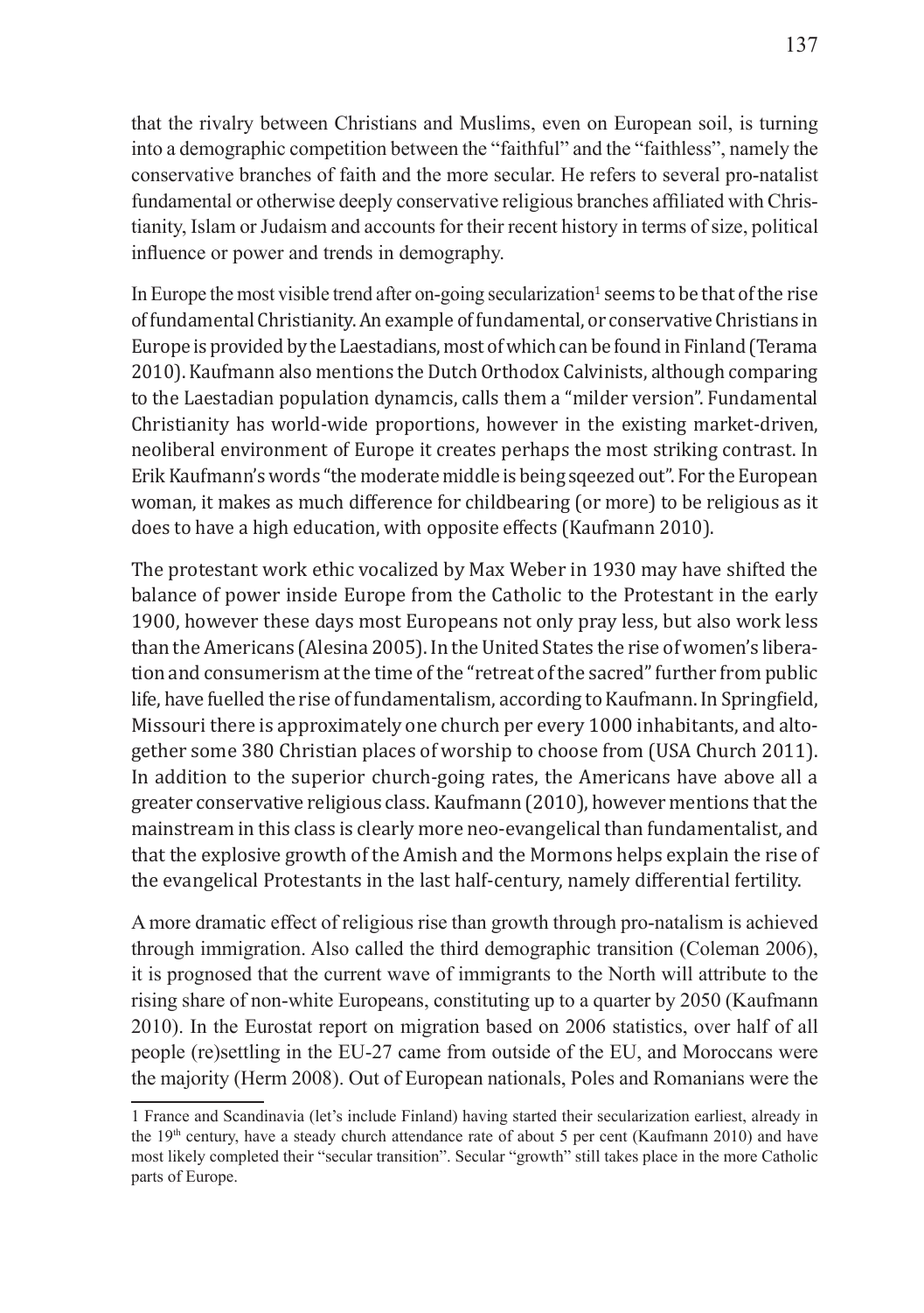that the rivalry between Christians and Muslims, even on European soil, is turning into a demographic competition between the "faithful" and the "faithless", namely the conservative branches of faith and the more secular. He refers to several pro-natalist fundamental or otherwise deeply conservative religious branches affiliated with Christianity, Islam or Judaism and accounts for their recent history in terms of size, political influence or power and trends in demography.

In Europe the most visible trend after on-going secularization[1] seems to be that of the rise of fundamental Christianity. An example of fundamental, or conservative Christians in Europe is provided by the Laestadians, most of which can be found in Finland (Terama 2010). Kaufmann also mentions the Dutch Orthodox Calvinists, although comparing to the Laestadian population dynamcis, calls them a "milder version". Fundamental Christianity has world-wide proportions, however in the existing market-driven, neoliberal environment of Europe it creates perhaps the most striking contrast. In Erik Kaufmann's words "the moderate middle is being sqeezed out". For the European woman, it makes as much difference for childbearing (or more) to be religious as it does to have a high education, with opposite effects (Kaufmann 2010).

The protestant work ethic vocalized by Max Weber in 1930 may have shifted the balance of power inside Europe from the Catholic to the Protestant in the early 1900, however these days most Europeans not only pray less, but also work less than the Americans (Alesina 2005). In the United States the rise of women's liberation and consumerism at the time of the "retreat of the sacred" further from public life, have fuelled the rise of fundamentalism, according to Kaufmann. In Springfield, Missouri there is approximately one church per every 1000 inhabitants, and altogether some 380 Christian places of worship to choose from (USA Church 2011). In addition to the superior church-going rates, the Americans have above all a greater conservative religious class. Kaufmann (2010), however mentions that the mainstream in this class is clearly more neo-evangelical than fundamentalist, and that the explosive growth of the Amish and the Mormons helps explain the rise of the evangelical Protestants in the last half-century, namely differential fertility.

A more dramatic effect of religious rise than growth through pro-natalism is achieved through immigration. Also called the third demographic transition (Coleman 2006), it is prognosed that the current wave of immigrants to the North will attribute to the rising share of non-white Europeans, constituting up to a quarter by 2050 (Kaufmann 2010). In the Eurostat report on migration based on 2006 statistics, over half of all people (re)settling in the EU-27 came from outside of the EU, and Moroccans were the majority (Herm 2008). Out of European nationals, Poles and Romanians were the

---

[1] France and Scandinavia (let's include Finland) having started their secularization earliest, already in the 19th century, have a steady church attendance rate of about 5 per cent (Kaufmann 2010) and have most likely completed their "secular transition". Secular "growth" still takes place in the more Catholic parts of Europe.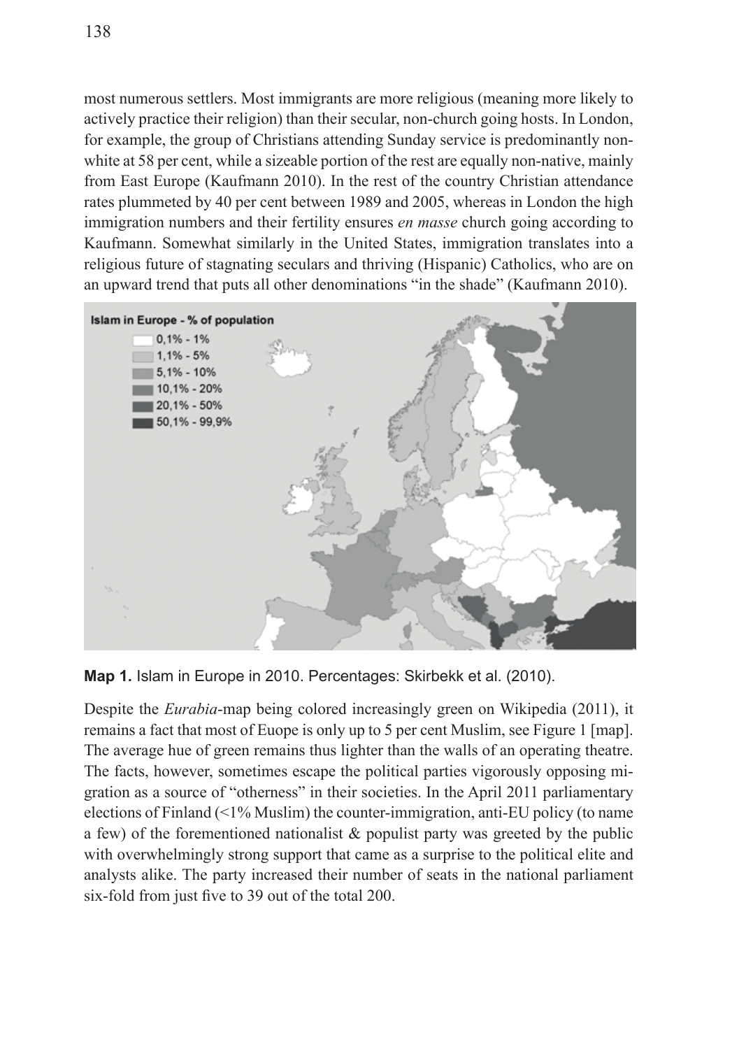most numerous settlers. Most immigrants are more religious (meaning more likely to actively practice their religion) than their secular, non-church going hosts. In London, for example, the group of Christians attending Sunday service is predominantly non-white at 58 per cent, while a sizeable portion of the rest are equally non-native, mainly from East Europe (Kaufmann 2010). In the rest of the country Christian attendance rates plummeted by 40 per cent between 1989 and 2005, whereas in London the high immigration numbers and their fertility ensures *en masse* church going according to Kaufmann. Somewhat similarly in the United States, immigration translates into a religious future of stagnating seculars and thriving (Hispanic) Catholics, who are on an upward trend that puts all other denominations "in the shade" (Kaufmann 2010).

**Map 1.** Islam in Europe in 2010. Percentages: Skirbekk et al. (2010).

Despite the *Eurabia*-map being colored increasingly green on Wikipedia (2011), it remains a fact that most of Euope is only up to 5 per cent Muslim, see Figure 1 [map]. The average hue of green remains thus lighter than the walls of an operating theatre. The facts, however, sometimes escape the political parties vigorously opposing migration as a source of "otherness" in their societies. In the April 2011 parliamentary elections of Finland (<1% Muslim) the counter-immigration, anti-EU policy (to name a few) of the forementioned nationalist & populist party was greeted by the public with overwhelmingly strong support that came as a surprise to the political elite and analysts alike. The party increased their number of seats in the national parliament six-fold from just five to 39 out of the total 200.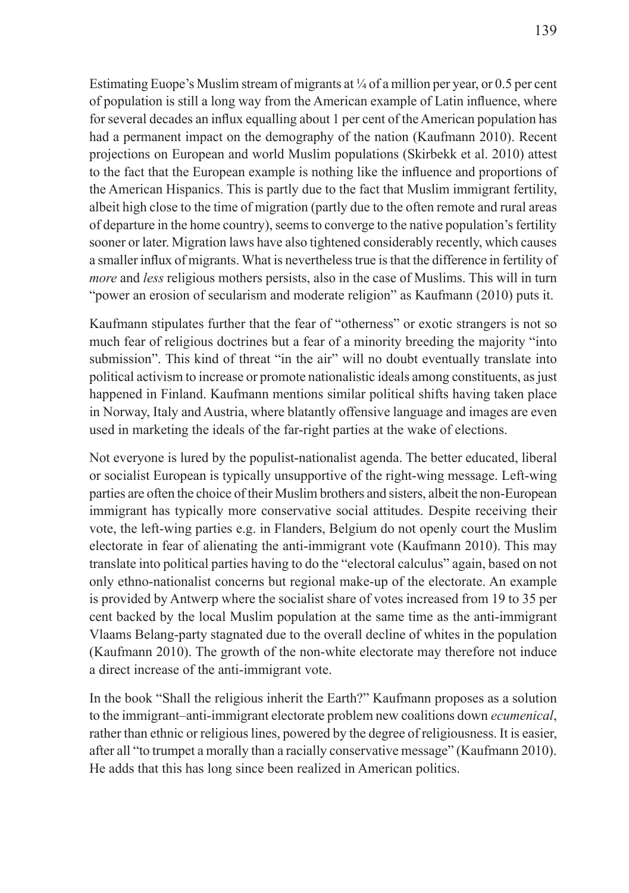Estimating Euope's Muslim stream of migrants at ¼ of a million per year, or 0.5 per cent of population is still a long way from the American example of Latin influence, where for several decades an influx equalling about 1 per cent of the American population has had a permanent impact on the demography of the nation (Kaufmann 2010). Recent projections on European and world Muslim populations (Skirbekk et al. 2010) attest to the fact that the European example is nothing like the influence and proportions of the American Hispanics. This is partly due to the fact that Muslim immigrant fertility, albeit high close to the time of migration (partly due to the often remote and rural areas of departure in the home country), seems to converge to the native population's fertility sooner or later. Migration laws have also tightened considerably recently, which causes a smaller influx of migrants. What is nevertheless true is that the difference in fertility of *more* and *less* religious mothers persists, also in the case of Muslims. This will in turn "power an erosion of secularism and moderate religion" as Kaufmann (2010) puts it.

Kaufmann stipulates further that the fear of "otherness" or exotic strangers is not so much fear of religious doctrines but a fear of a minority breeding the majority "into submission". This kind of threat "in the air" will no doubt eventually translate into political activism to increase or promote nationalistic ideals among constituents, as just happened in Finland. Kaufmann mentions similar political shifts having taken place in Norway, Italy and Austria, where blatantly offensive language and images are even used in marketing the ideals of the far-right parties at the wake of elections.

Not everyone is lured by the populist-nationalist agenda. The better educated, liberal or socialist European is typically unsupportive of the right-wing message. Left-wing parties are often the choice of their Muslim brothers and sisters, albeit the non-European immigrant has typically more conservative social attitudes. Despite receiving their vote, the left-wing parties e.g. in Flanders, Belgium do not openly court the Muslim electorate in fear of alienating the anti-immigrant vote (Kaufmann 2010). This may translate into political parties having to do the "electoral calculus" again, based on not only ethno-nationalist concerns but regional make-up of the electorate. An example is provided by Antwerp where the socialist share of votes increased from 19 to 35 per cent backed by the local Muslim population at the same time as the anti-immigrant Vlaams Belang-party stagnated due to the overall decline of whites in the population (Kaufmann 2010). The growth of the non-white electorate may therefore not induce a direct increase of the anti-immigrant vote.

In the book "Shall the religious inherit the Earth?" Kaufmann proposes as a solution to the immigrant–anti-immigrant electorate problem new coalitions down *ecumenical*, rather than ethnic or religious lines, powered by the degree of religiousness. It is easier, after all "to trumpet a morally than a racially conservative message" (Kaufmann 2010). He adds that this has long since been realized in American politics.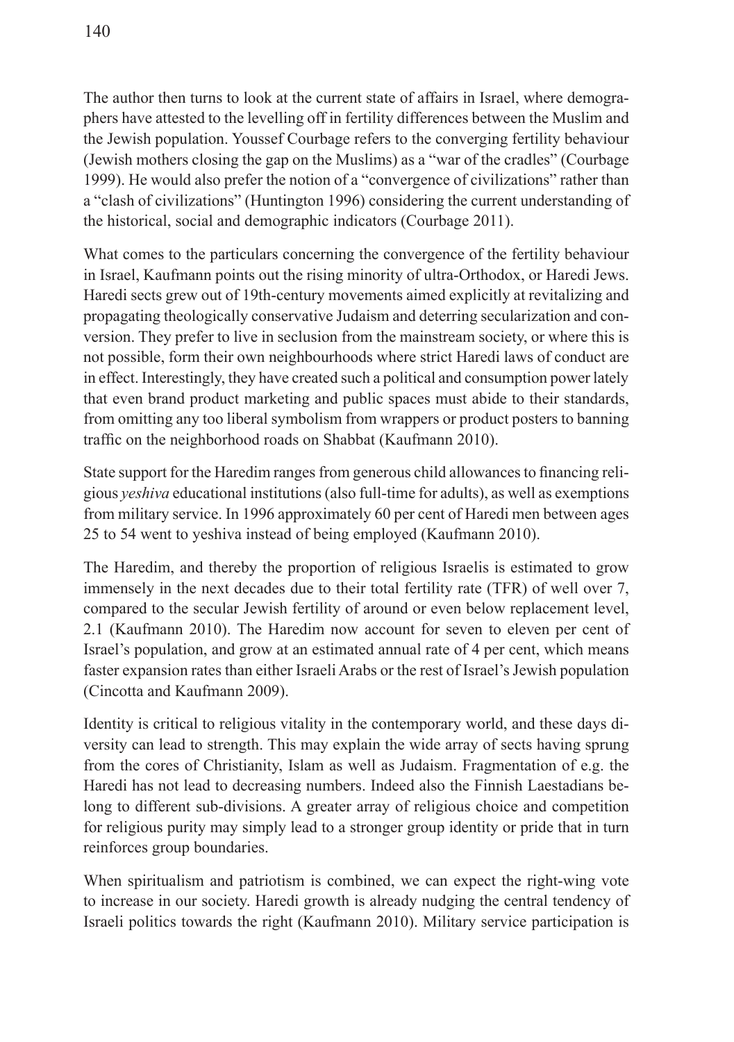The author then turns to look at the current state of affairs in Israel, where demographers have attested to the levelling off in fertility differences between the Muslim and the Jewish population. Youssef Courbage refers to the converging fertility behaviour (Jewish mothers closing the gap on the Muslims) as a "war of the cradles" (Courbage 1999). He would also prefer the notion of a "convergence of civilizations" rather than a "clash of civilizations" (Huntington 1996) considering the current understanding of the historical, social and demographic indicators (Courbage 2011).

What comes to the particulars concerning the convergence of the fertility behaviour in Israel, Kaufmann points out the rising minority of ultra-Orthodox, or Haredi Jews. Haredi sects grew out of 19th-century movements aimed explicitly at revitalizing and propagating theologically conservative Judaism and deterring secularization and conversion. They prefer to live in seclusion from the mainstream society, or where this is not possible, form their own neighbourhoods where strict Haredi laws of conduct are in effect. Interestingly, they have created such a political and consumption power lately that even brand product marketing and public spaces must abide to their standards, from omitting any too liberal symbolism from wrappers or product posters to banning traffic on the neighborhood roads on Shabbat (Kaufmann 2010).

State support for the Haredim ranges from generous child allowances to financing religious *yeshiva* educational institutions (also full-time for adults), as well as exemptions from military service. In 1996 approximately 60 per cent of Haredi men between ages 25 to 54 went to yeshiva instead of being employed (Kaufmann 2010).

The Haredim, and thereby the proportion of religious Israelis is estimated to grow immensely in the next decades due to their total fertility rate (TFR) of well over 7, compared to the secular Jewish fertility of around or even below replacement level, 2.1 (Kaufmann 2010). The Haredim now account for seven to eleven per cent of Israel's population, and grow at an estimated annual rate of 4 per cent, which means faster expansion rates than either Israeli Arabs or the rest of Israel's Jewish population (Cincotta and Kaufmann 2009).

Identity is critical to religious vitality in the contemporary world, and these days diversity can lead to strength. This may explain the wide array of sects having sprung from the cores of Christianity, Islam as well as Judaism. Fragmentation of e.g. the Haredi has not lead to decreasing numbers. Indeed also the Finnish Laestadians belong to different sub-divisions. A greater array of religious choice and competition for religious purity may simply lead to a stronger group identity or pride that in turn reinforces group boundaries.

When spiritualism and patriotism is combined, we can expect the right-wing vote to increase in our society. Haredi growth is already nudging the central tendency of Israeli politics towards the right (Kaufmann 2010). Military service participation is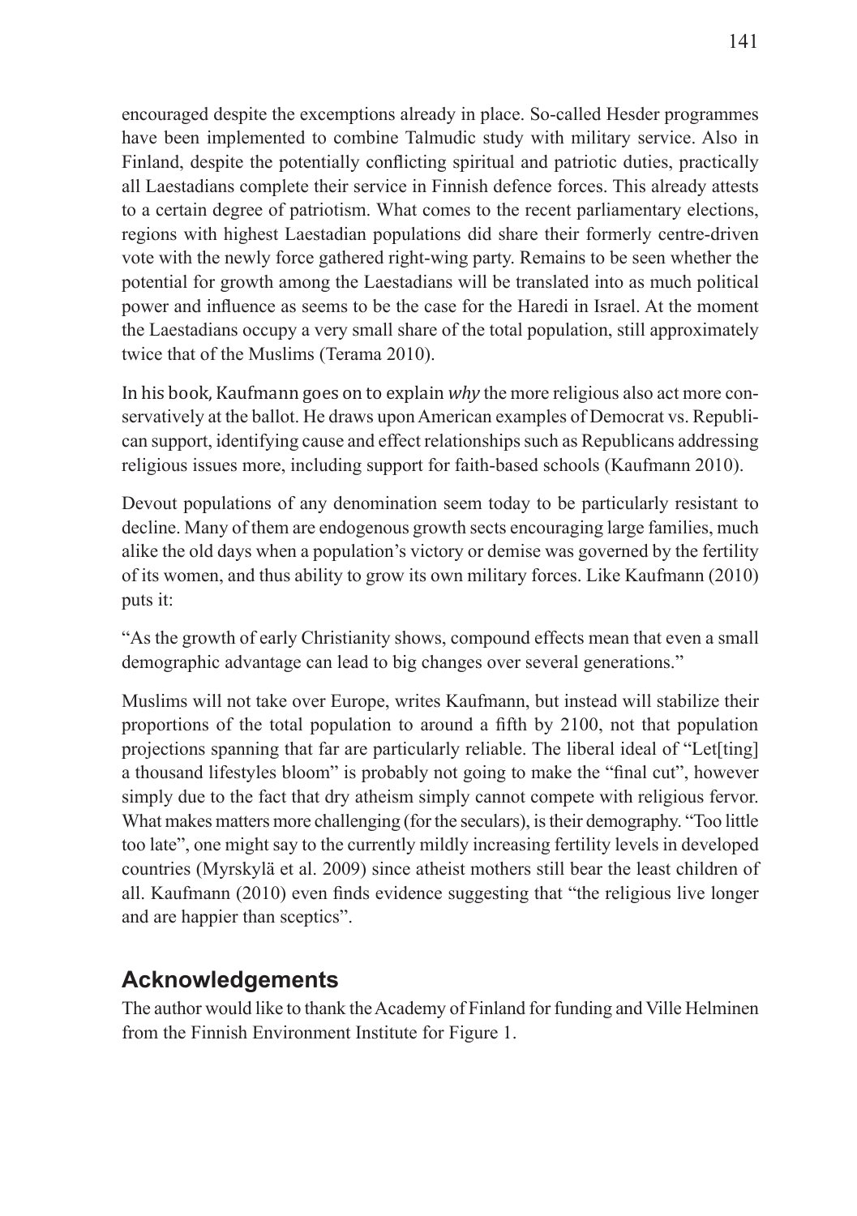encouraged despite the excemptions already in place. So-called Hesder programmes have been implemented to combine Talmudic study with military service. Also in Finland, despite the potentially conflicting spiritual and patriotic duties, practically all Laestadians complete their service in Finnish defence forces. This already attests to a certain degree of patriotism. What comes to the recent parliamentary elections, regions with highest Laestadian populations did share their formerly centre-driven vote with the newly force gathered right-wing party. Remains to be seen whether the potential for growth among the Laestadians will be translated into as much political power and influence as seems to be the case for the Haredi in Israel. At the moment the Laestadians occupy a very small share of the total population, still approximately twice that of the Muslims (Terama 2010).

In his book, Kaufmann goes on to explain *why* the more religious also act more conservatively at the ballot. He draws upon American examples of Democrat vs. Republican support, identifying cause and effect relationships such as Republicans addressing religious issues more, including support for faith-based schools (Kaufmann 2010).

Devout populations of any denomination seem today to be particularly resistant to decline. Many of them are endogenous growth sects encouraging large families, much alike the old days when a population's victory or demise was governed by the fertility of its women, and thus ability to grow its own military forces. Like Kaufmann (2010) puts it:

"As the growth of early Christianity shows, compound effects mean that even a small demographic advantage can lead to big changes over several generations."

Muslims will not take over Europe, writes Kaufmann, but instead will stabilize their proportions of the total population to around a fifth by 2100, not that population projections spanning that far are particularly reliable. The liberal ideal of "Let[ting] a thousand lifestyles bloom" is probably not going to make the "final cut", however simply due to the fact that dry atheism simply cannot compete with religious fervor. What makes matters more challenging (for the seculars), is their demography. "Too little too late", one might say to the currently mildly increasing fertility levels in developed countries (Myrskylä et al. 2009) since atheist mothers still bear the least children of all. Kaufmann (2010) even finds evidence suggesting that "the religious live longer and are happier than sceptics".

## Acknowledgements

The author would like to thank the Academy of Finland for funding and Ville Helminen from the Finnish Environment Institute for Figure 1.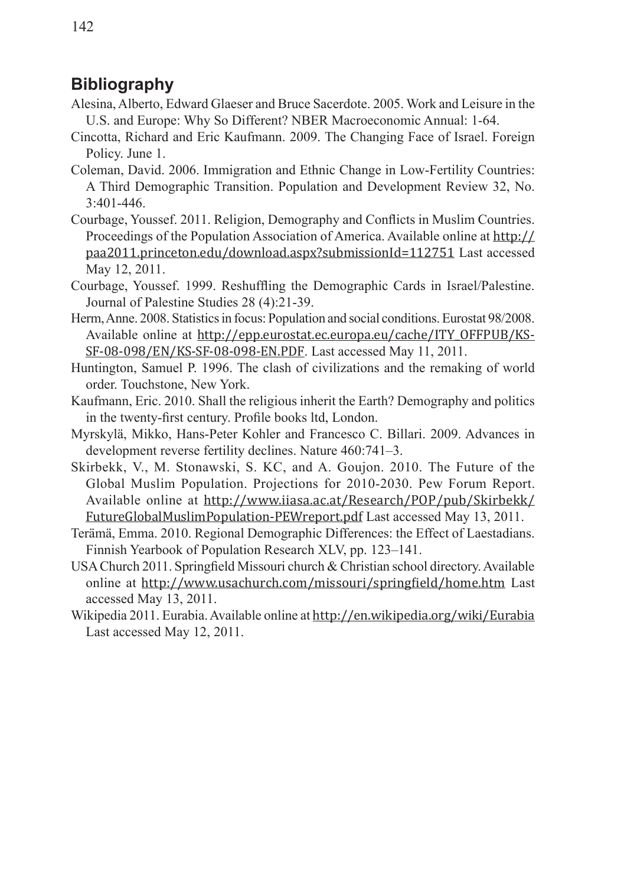## Bibliography

Alesina, Alberto, Edward Glaeser and Bruce Sacerdote. 2005. Work and Leisure in the U.S. and Europe: Why So Different? NBER Macroeconomic Annual: 1-64.

Cincotta, Richard and Eric Kaufmann. 2009. The Changing Face of Israel. Foreign Policy. June 1.

Coleman, David. 2006. Immigration and Ethnic Change in Low-Fertility Countries: A Third Demographic Transition. Population and Development Review 32, No. 3:401-446.

Courbage, Youssef. 2011. Religion, Demography and Conflicts in Muslim Countries. Proceedings of the Population Association of America. Available online at http://paa2011.princeton.edu/download.aspx?submissionId=112751 Last accessed May 12, 2011.

Courbage, Youssef. 1999. Reshuffling the Demographic Cards in Israel/Palestine. Journal of Palestine Studies 28 (4):21-39.

Herm, Anne. 2008. Statistics in focus: Population and social conditions. Eurostat 98/2008. Available online at http://epp.eurostat.ec.europa.eu/cache/ITY_OFFPUB/KS-SF-08-098/EN/KS-SF-08-098-EN.PDF. Last accessed May 11, 2011.

Huntington, Samuel P. 1996. The clash of civilizations and the remaking of world order. Touchstone, New York.

Kaufmann, Eric. 2010. Shall the religious inherit the Earth? Demography and politics in the twenty-first century. Profile books ltd, London.

Myrskylä, Mikko, Hans-Peter Kohler and Francesco C. Billari. 2009. Advances in development reverse fertility declines. Nature 460:741–3.

Skirbekk, V., M. Stonawski, S. KC, and A. Goujon. 2010. The Future of the Global Muslim Population. Projections for 2010-2030. Pew Forum Report. Available online at http://www.iiasa.ac.at/Research/POP/pub/Skirbekk/FutureGlobalMuslimPopulation-PEWreport.pdf Last accessed May 13, 2011.

Terämä, Emma. 2010. Regional Demographic Differences: the Effect of Laestadians. Finnish Yearbook of Population Research XLV, pp. 123–141.

USA Church 2011. Springfield Missouri church & Christian school directory. Available online at http://www.usachurch.com/missouri/springfield/home.htm Last accessed May 13, 2011.

Wikipedia 2011. Eurabia. Available online at http://en.wikipedia.org/wiki/Eurabia Last accessed May 12, 2011.